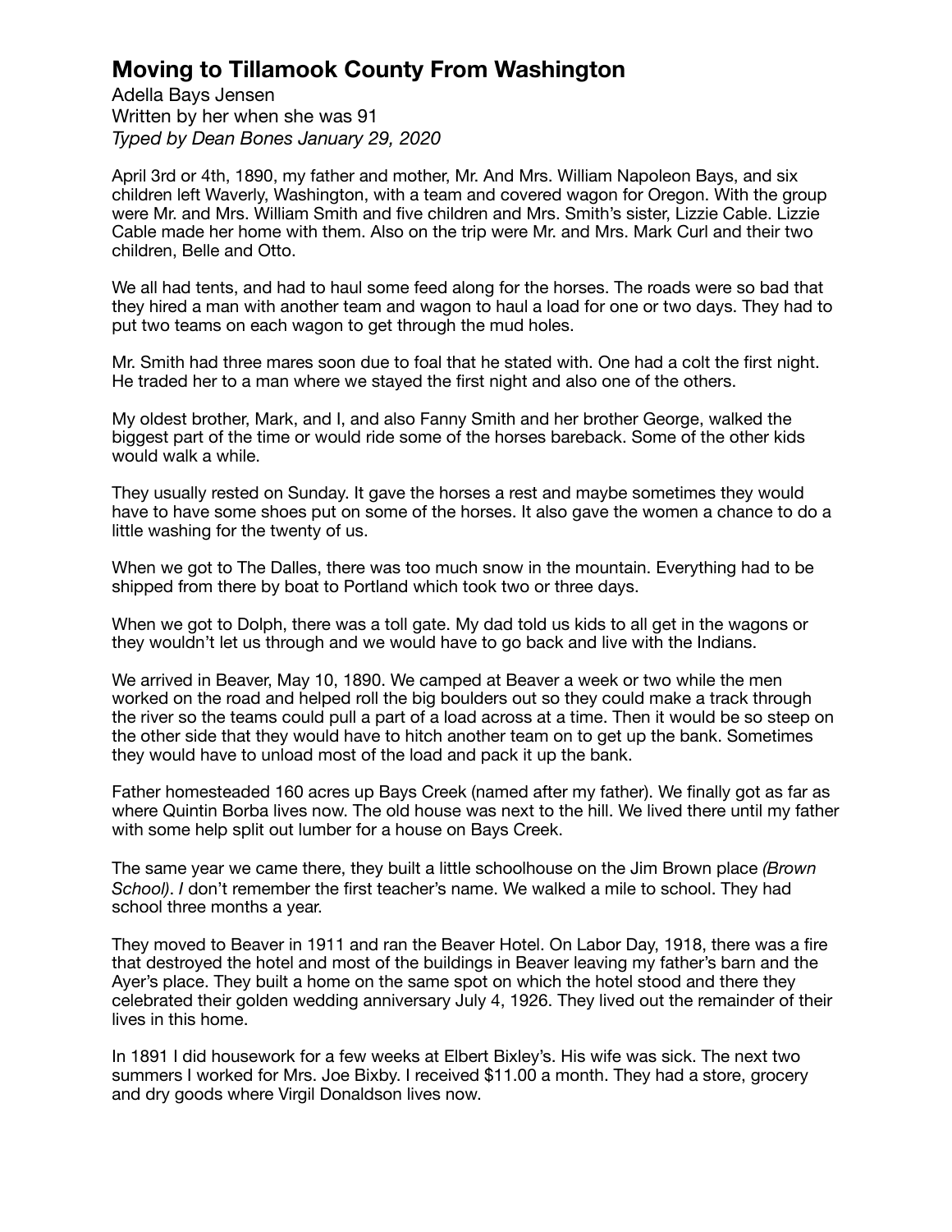# Moving to Tillamook County From Washington

Adella Bays Jensen
Written by her when she was 91
*Typed by Dean Bones January 29, 2020*

April 3rd or 4th, 1890, my father and mother, Mr. And Mrs. William Napoleon Bays, and six children left Waverly, Washington, with a team and covered wagon for Oregon. With the group were Mr. and Mrs. William Smith and five children and Mrs. Smith's sister, Lizzie Cable. Lizzie Cable made her home with them. Also on the trip were Mr. and Mrs. Mark Curl and their two children, Belle and Otto.

We all had tents, and had to haul some feed along for the horses. The roads were so bad that they hired a man with another team and wagon to haul a load for one or two days. They had to put two teams on each wagon to get through the mud holes.

Mr. Smith had three mares soon due to foal that he stated with. One had a colt the first night. He traded her to a man where we stayed the first night and also one of the others.

My oldest brother, Mark, and I, and also Fanny Smith and her brother George, walked the biggest part of the time or would ride some of the horses bareback. Some of the other kids would walk a while.

They usually rested on Sunday. It gave the horses a rest and maybe sometimes they would have to have some shoes put on some of the horses. It also gave the women a chance to do a little washing for the twenty of us.

When we got to The Dalles, there was too much snow in the mountain. Everything had to be shipped from there by boat to Portland which took two or three days.

When we got to Dolph, there was a toll gate. My dad told us kids to all get in the wagons or they wouldn't let us through and we would have to go back and live with the Indians.

We arrived in Beaver, May 10, 1890. We camped at Beaver a week or two while the men worked on the road and helped roll the big boulders out so they could make a track through the river so the teams could pull a part of a load across at a time. Then it would be so steep on the other side that they would have to hitch another team on to get up the bank. Sometimes they would have to unload most of the load and pack it up the bank.

Father homesteaded 160 acres up Bays Creek (named after my father). We finally got as far as where Quintin Borba lives now. The old house was next to the hill. We lived there until my father with some help split out lumber for a house on Bays Creek.

The same year we came there, they built a little schoolhouse on the Jim Brown place *(Brown School)*. *I* don't remember the first teacher's name. We walked a mile to school. They had school three months a year.

They moved to Beaver in 1911 and ran the Beaver Hotel. On Labor Day, 1918, there was a fire that destroyed the hotel and most of the buildings in Beaver leaving my father's barn and the Ayer's place. They built a home on the same spot on which the hotel stood and there they celebrated their golden wedding anniversary July 4, 1926. They lived out the remainder of their lives in this home.

In 1891 I did housework for a few weeks at Elbert Bixley's. His wife was sick. The next two summers I worked for Mrs. Joe Bixby. I received $11.00 a month. They had a store, grocery and dry goods where Virgil Donaldson lives now.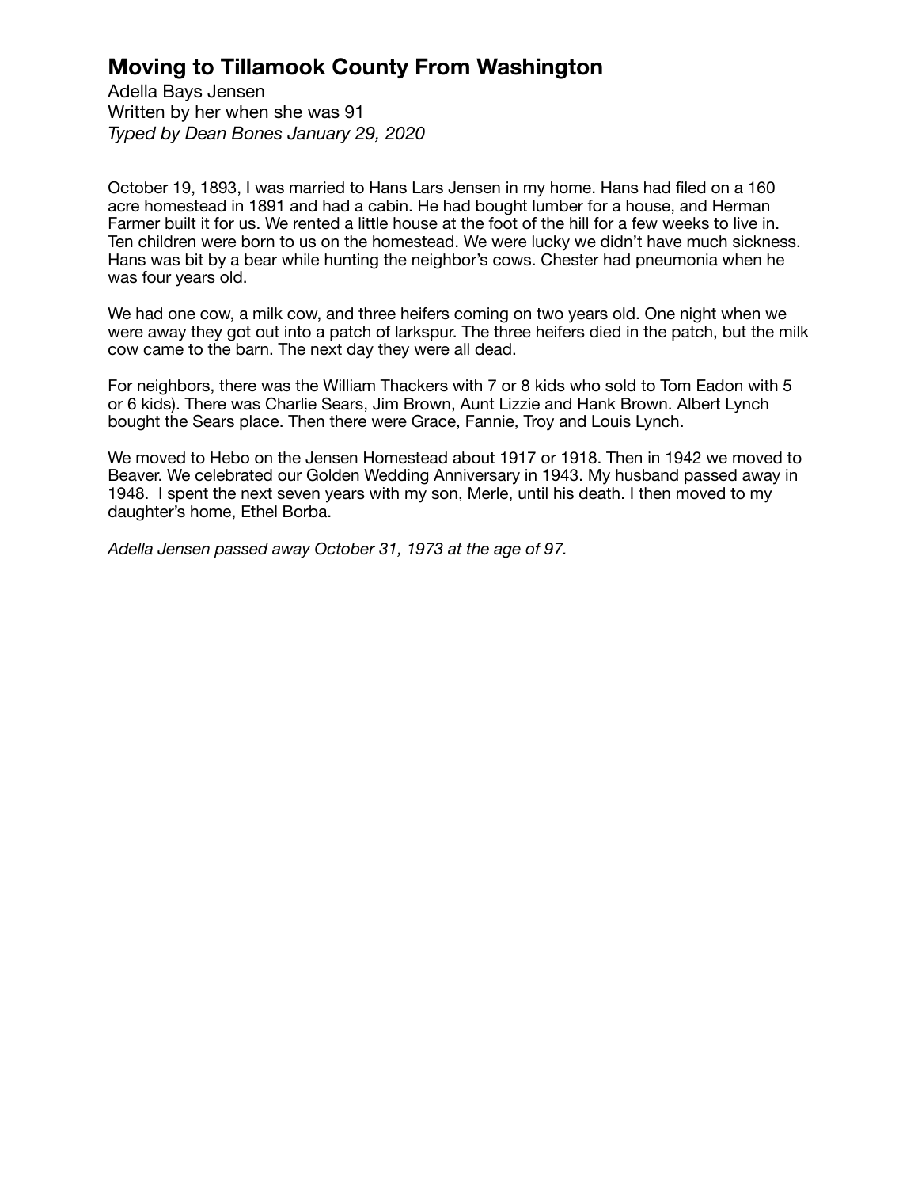## Moving to Tillamook County From Washington

Adella Bays Jensen
Written by her when she was 91
*Typed by Dean Bones January 29, 2020*

October 19, 1893, I was married to Hans Lars Jensen in my home. Hans had filed on a 160 acre homestead in 1891 and had a cabin. He had bought lumber for a house, and Herman Farmer built it for us. We rented a little house at the foot of the hill for a few weeks to live in. Ten children were born to us on the homestead. We were lucky we didn't have much sickness. Hans was bit by a bear while hunting the neighbor's cows. Chester had pneumonia when he was four years old.

We had one cow, a milk cow, and three heifers coming on two years old. One night when we were away they got out into a patch of larkspur. The three heifers died in the patch, but the milk cow came to the barn. The next day they were all dead.

For neighbors, there was the William Thackers with 7 or 8 kids who sold to Tom Eadon with 5 or 6 kids). There was Charlie Sears, Jim Brown, Aunt Lizzie and Hank Brown. Albert Lynch bought the Sears place. Then there were Grace, Fannie, Troy and Louis Lynch.

We moved to Hebo on the Jensen Homestead about 1917 or 1918. Then in 1942 we moved to Beaver. We celebrated our Golden Wedding Anniversary in 1943. My husband passed away in 1948. I spent the next seven years with my son, Merle, until his death. I then moved to my daughter's home, Ethel Borba.

*Adella Jensen passed away October 31, 1973 at the age of 97.*